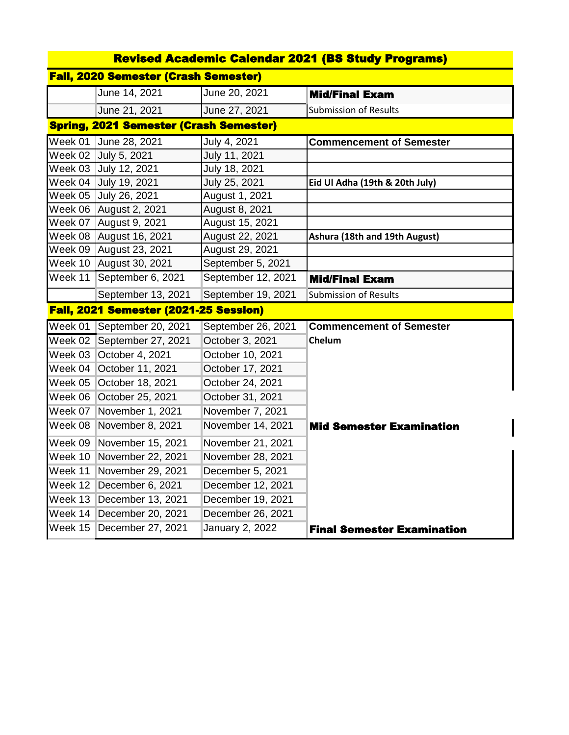# Revised Academic Calendar 2021 (BS Study Programs)

## Fall, 2020 Semester (Crash Semester)

| Week | From | To | Activity |
|---|---|---|---|
| | June 14, 2021 | June 20, 2021 | **Mid/Final Exam** |
| | June 21, 2021 | June 27, 2021 | Submission of Results |

## Spring, 2021 Semester (Crash Semester)

| Week | From | To | Activity |
|---|---|---|---|
| Week 01 | June 28, 2021 | July 4, 2021 | **Commencement of Semester** |
| Week 02 | July 5, 2021 | July 11, 2021 | |
| Week 03 | July 12, 2021 | July 18, 2021 | |
| Week 04 | July 19, 2021 | July 25, 2021 | **Eid Ul Adha (19th & 20th July)** |
| Week 05 | July 26, 2021 | August 1, 2021 | |
| Week 06 | August 2, 2021 | August 8, 2021 | |
| Week 07 | August 9, 2021 | August 15, 2021 | |
| Week 08 | August 16, 2021 | August 22, 2021 | **Ashura (18th and 19th August)** |
| Week 09 | August 23, 2021 | August 29, 2021 | |
| Week 10 | August 30, 2021 | September 5, 2021 | |
| Week 11 | September 6, 2021 | September 12, 2021 | **Mid/Final Exam** |
| | September 13, 2021 | September 19, 2021 | Submission of Results |

## Fall, 2021 Semester (2021-25 Session)

| Week | From | To | Activity |
|---|---|---|---|
| Week 01 | September 20, 2021 | September 26, 2021 | **Commencement of Semester** |
| Week 02 | September 27, 2021 | October 3, 2021 | **Chelum** |
| Week 03 | October 4, 2021 | October 10, 2021 | |
| Week 04 | October 11, 2021 | October 17, 2021 | |
| Week 05 | October 18, 2021 | October 24, 2021 | |
| Week 06 | October 25, 2021 | October 31, 2021 | |
| Week 07 | November 1, 2021 | November 7, 2021 | |
| Week 08 | November 8, 2021 | November 14, 2021 | **Mid Semester Examination** |
| Week 09 | November 15, 2021 | November 21, 2021 | |
| Week 10 | November 22, 2021 | November 28, 2021 | |
| Week 11 | November 29, 2021 | December 5, 2021 | |
| Week 12 | December 6, 2021 | December 12, 2021 | |
| Week 13 | December 13, 2021 | December 19, 2021 | |
| Week 14 | December 20, 2021 | December 26, 2021 | |
| Week 15 | December 27, 2021 | January 2, 2022 | **Final Semester Examination** |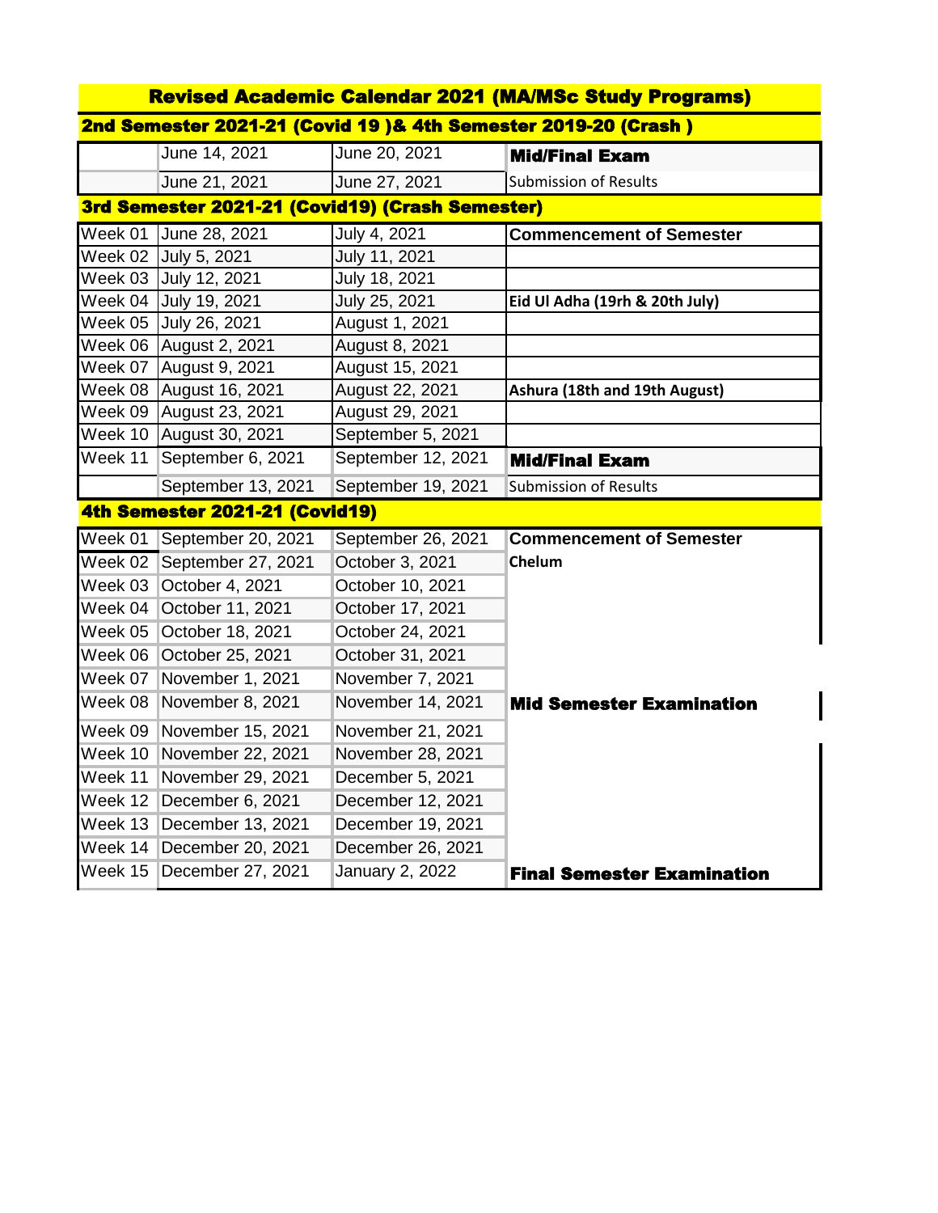# Revised Academic Calendar 2021 (MA/MSc Study Programs)

## 2nd Semester 2021-21 (Covid 19 )& 4th Semester 2019-20 (Crash )

| | | | |
|---|---|---|---|
| | June 14, 2021 | June 20, 2021 | **Mid/Final Exam** |
| | June 21, 2021 | June 27, 2021 | Submission of Results |

## 3rd Semester 2021-21 (Covid19) (Crash Semester)

| | | | |
|---|---|---|---|
| Week 01 | June 28, 2021 | July 4, 2021 | **Commencement of Semester** |
| Week 02 | July 5, 2021 | July 11, 2021 | |
| Week 03 | July 12, 2021 | July 18, 2021 | |
| Week 04 | July 19, 2021 | July 25, 2021 | **Eid Ul Adha (19rh & 20th July)** |
| Week 05 | July 26, 2021 | August 1, 2021 | |
| Week 06 | August 2, 2021 | August 8, 2021 | |
| Week 07 | August 9, 2021 | August 15, 2021 | |
| Week 08 | August 16, 2021 | August 22, 2021 | **Ashura (18th and 19th August)** |
| Week 09 | August 23, 2021 | August 29, 2021 | |
| Week 10 | August 30, 2021 | September 5, 2021 | |
| Week 11 | September 6, 2021 | September 12, 2021 | **Mid/Final Exam** |
| | September 13, 2021 | September 19, 2021 | Submission of Results |

## 4th Semester 2021-21 (Covid19)

| | | | |
|---|---|---|---|
| Week 01 | September 20, 2021 | September 26, 2021 | **Commencement of Semester** |
| Week 02 | September 27, 2021 | October 3, 2021 | **Chelum** |
| Week 03 | October 4, 2021 | October 10, 2021 | |
| Week 04 | October 11, 2021 | October 17, 2021 | |
| Week 05 | October 18, 2021 | October 24, 2021 | |
| Week 06 | October 25, 2021 | October 31, 2021 | |
| Week 07 | November 1, 2021 | November 7, 2021 | |
| Week 08 | November 8, 2021 | November 14, 2021 | **Mid Semester Examination** |
| Week 09 | November 15, 2021 | November 21, 2021 | |
| Week 10 | November 22, 2021 | November 28, 2021 | |
| Week 11 | November 29, 2021 | December 5, 2021 | |
| Week 12 | December 6, 2021 | December 12, 2021 | |
| Week 13 | December 13, 2021 | December 19, 2021 | |
| Week 14 | December 20, 2021 | December 26, 2021 | |
| Week 15 | December 27, 2021 | January 2, 2022 | **Final Semester Examination** |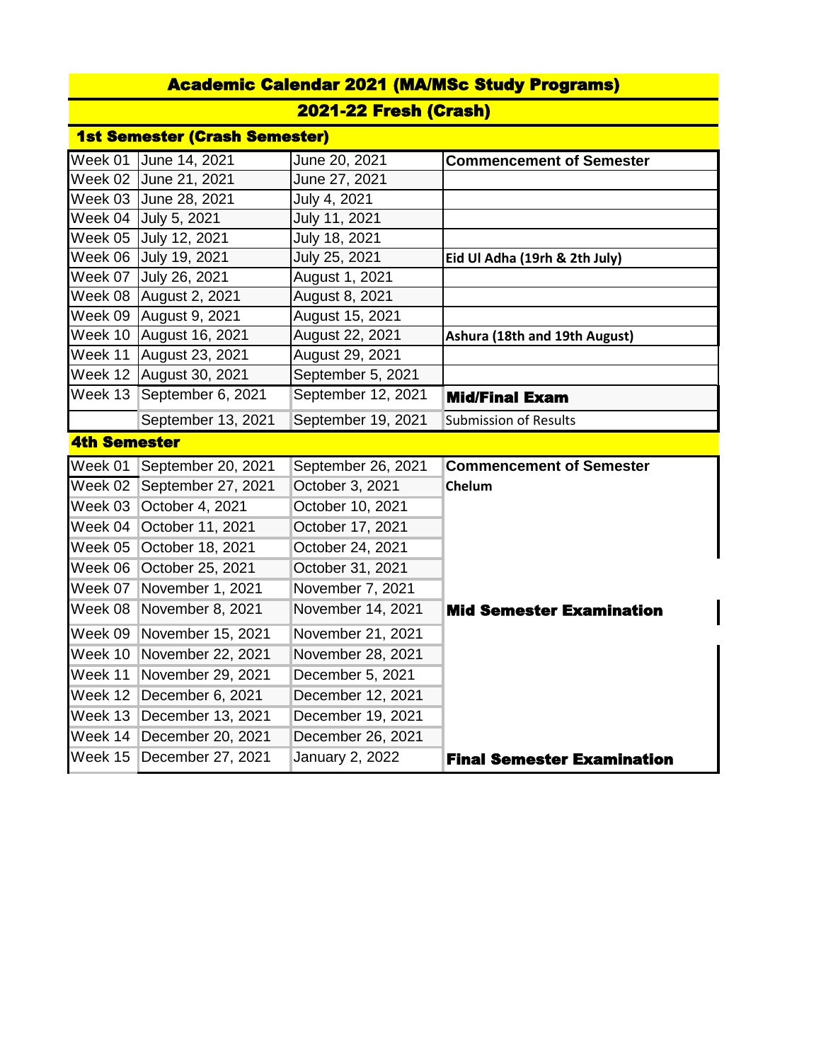# Academic Calendar 2021 (MA/MSc Study Programs)

## 2021-22 Fresh (Crash)

### 1st Semester (Crash Semester)

| | | | |
|---|---|---|---|
| Week 01 | June 14, 2021 | June 20, 2021 | **Commencement of Semester** |
| Week 02 | June 21, 2021 | June 27, 2021 | |
| Week 03 | June 28, 2021 | July 4, 2021 | |
| Week 04 | July 5, 2021 | July 11, 2021 | |
| Week 05 | July 12, 2021 | July 18, 2021 | |
| Week 06 | July 19, 2021 | July 25, 2021 | **Eid Ul Adha (19rh & 2th July)** |
| Week 07 | July 26, 2021 | August 1, 2021 | |
| Week 08 | August 2, 2021 | August 8, 2021 | |
| Week 09 | August 9, 2021 | August 15, 2021 | |
| Week 10 | August 16, 2021 | August 22, 2021 | **Ashura (18th and 19th August)** |
| Week 11 | August 23, 2021 | August 29, 2021 | |
| Week 12 | August 30, 2021 | September 5, 2021 | |
| Week 13 | September 6, 2021 | September 12, 2021 | **Mid/Final Exam** |
| | September 13, 2021 | September 19, 2021 | Submission of Results |

### 4th Semester

| | | | |
|---|---|---|---|
| Week 01 | September 20, 2021 | September 26, 2021 | **Commencement of Semester** |
| Week 02 | September 27, 2021 | October 3, 2021 | **Chelum** |
| Week 03 | October 4, 2021 | October 10, 2021 | |
| Week 04 | October 11, 2021 | October 17, 2021 | |
| Week 05 | October 18, 2021 | October 24, 2021 | |
| Week 06 | October 25, 2021 | October 31, 2021 | |
| Week 07 | November 1, 2021 | November 7, 2021 | |
| Week 08 | November 8, 2021 | November 14, 2021 | **Mid Semester Examination** |
| Week 09 | November 15, 2021 | November 21, 2021 | |
| Week 10 | November 22, 2021 | November 28, 2021 | |
| Week 11 | November 29, 2021 | December 5, 2021 | |
| Week 12 | December 6, 2021 | December 12, 2021 | |
| Week 13 | December 13, 2021 | December 19, 2021 | |
| Week 14 | December 20, 2021 | December 26, 2021 | |
| Week 15 | December 27, 2021 | January 2, 2022 | **Final Semester Examination** |